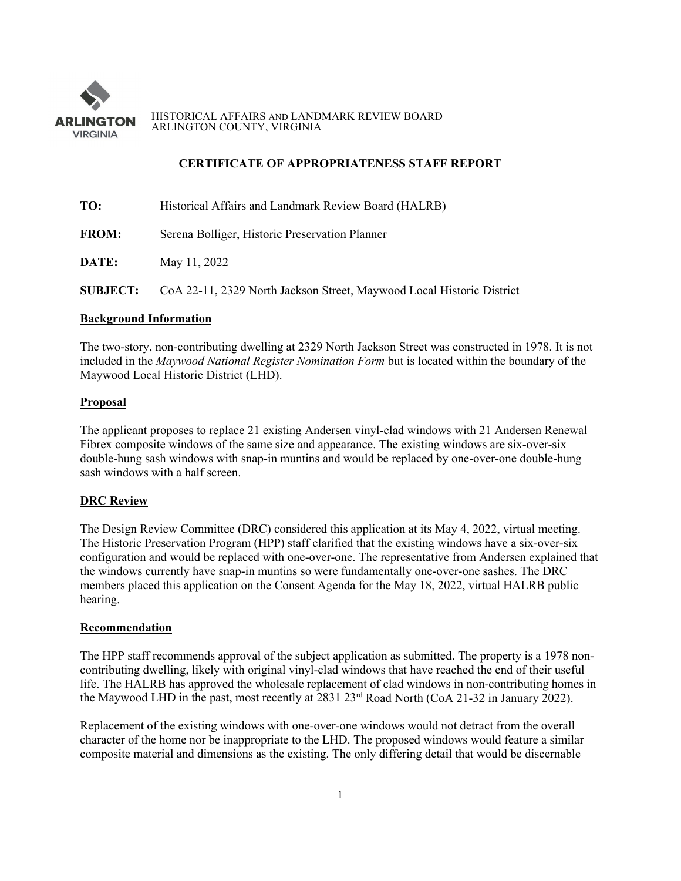HISTORICAL AFFAIRS AND LANDMARK REVIEW BOARD
ARLINGTON COUNTY, VIRGINIA

## CERTIFICATE OF APPROPRIATENESS STAFF REPORT

**TO:** Historical Affairs and Landmark Review Board (HALRB)

**FROM:** Serena Bolliger, Historic Preservation Planner

**DATE:** May 11, 2022

**SUBJECT:** CoA 22-11, 2329 North Jackson Street, Maywood Local Historic District

### Background Information

The two-story, non-contributing dwelling at 2329 North Jackson Street was constructed in 1978. It is not included in the *Maywood National Register Nomination Form* but is located within the boundary of the Maywood Local Historic District (LHD).

### Proposal

The applicant proposes to replace 21 existing Andersen vinyl-clad windows with 21 Andersen Renewal Fibrex composite windows of the same size and appearance. The existing windows are six-over-six double-hung sash windows with snap-in muntins and would be replaced by one-over-one double-hung sash windows with a half screen.

### DRC Review

The Design Review Committee (DRC) considered this application at its May 4, 2022, virtual meeting. The Historic Preservation Program (HPP) staff clarified that the existing windows have a six-over-six configuration and would be replaced with one-over-one. The representative from Andersen explained that the windows currently have snap-in muntins so were fundamentally one-over-one sashes. The DRC members placed this application on the Consent Agenda for the May 18, 2022, virtual HALRB public hearing.

### Recommendation

The HPP staff recommends approval of the subject application as submitted. The property is a 1978 non-contributing dwelling, likely with original vinyl-clad windows that have reached the end of their useful life. The HALRB has approved the wholesale replacement of clad windows in non-contributing homes in the Maywood LHD in the past, most recently at 2831 23rd Road North (CoA 21-32 in January 2022).

Replacement of the existing windows with one-over-one windows would not detract from the overall character of the home nor be inappropriate to the LHD. The proposed windows would feature a similar composite material and dimensions as the existing. The only differing detail that would be discernable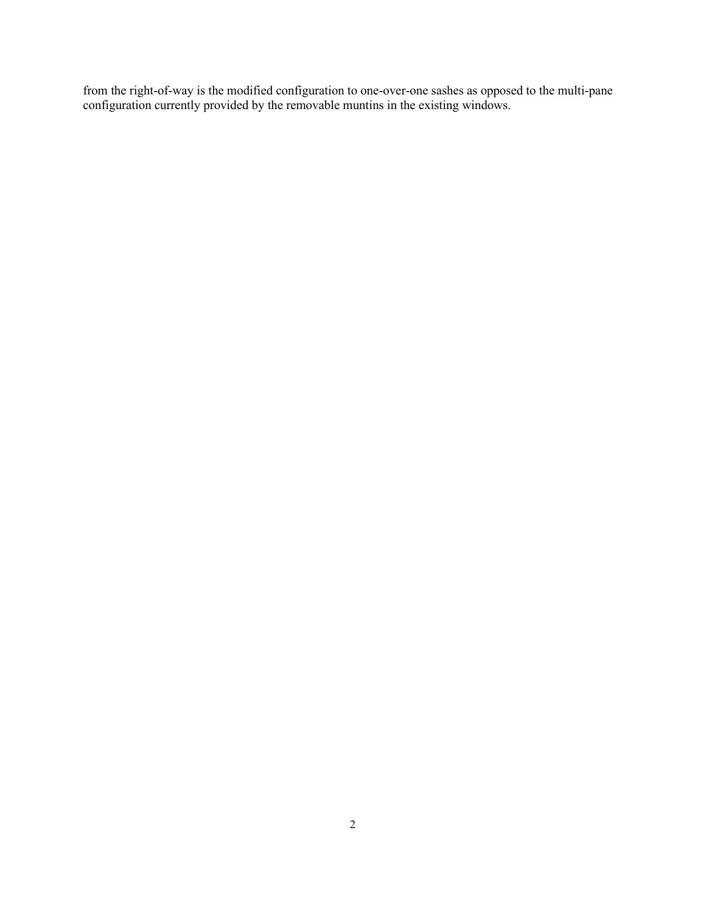from the right-of-way is the modified configuration to one-over-one sashes as opposed to the multi-pane configuration currently provided by the removable muntins in the existing windows.